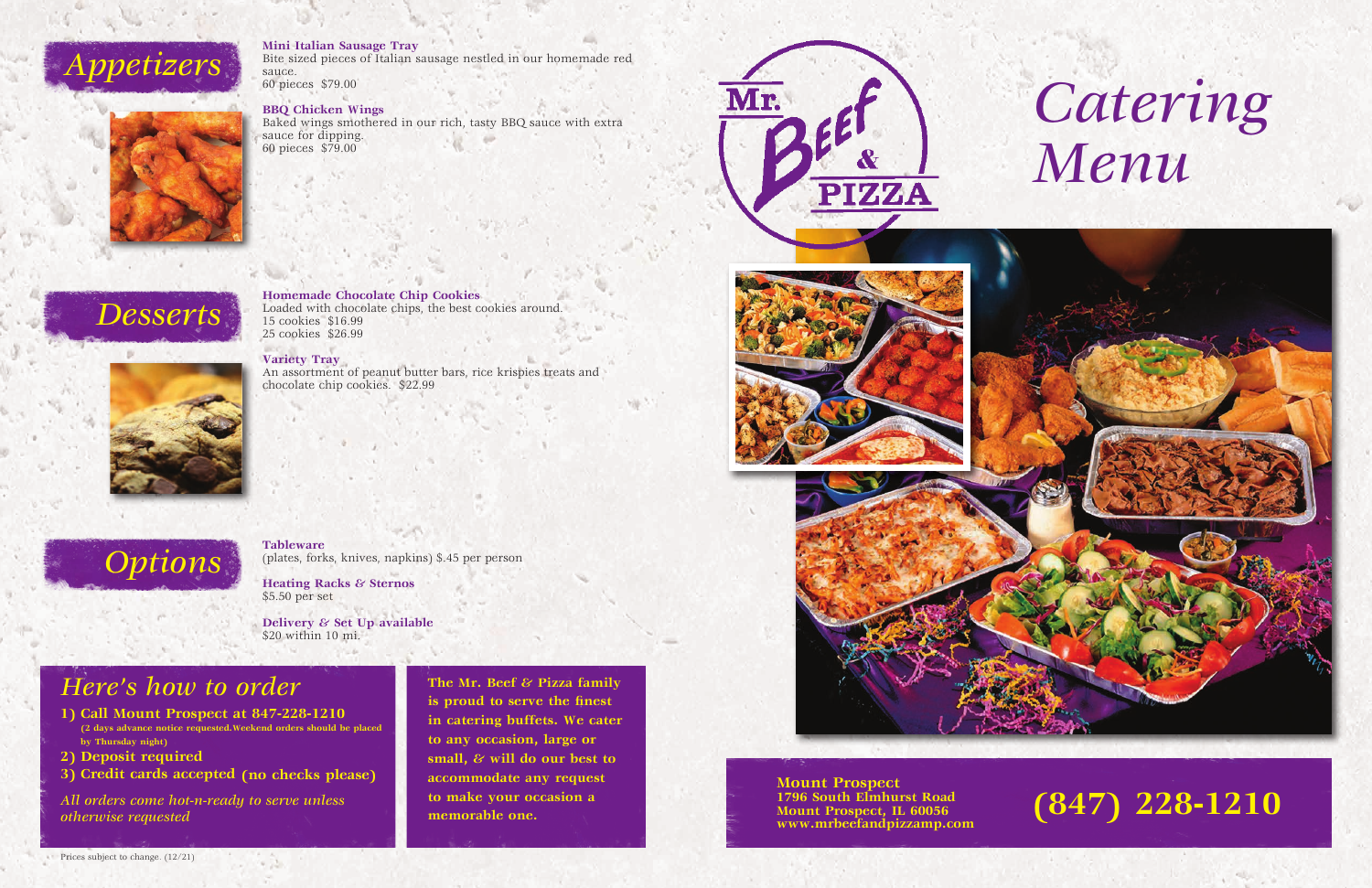# Appetizers

**Mini Italian Sausage Tray**
Bite sized pieces of Italian sausage nestled in our homemade red sauce.
60 pieces $79.00

**BBQ Chicken Wings**
Baked wings smothered in our rich, tasty BBQ sauce with extra sauce for dipping.
60 pieces $79.00

# Desserts

**Homemade Chocolate Chip Cookies**
Loaded with chocolate chips, the best cookies around.
15 cookies $16.99
25 cookies $26.99

**Variety Tray**
An assortment of peanut butter bars, rice krispies treats and chocolate chip cookies. $22.99

# Options

**Tableware**
(plates, forks, knives, napkins) $.45 per person

**Heating Racks & Sternos**
$5.50 per set

**Delivery & Set Up available**
$20 within 10 mi.

## Here's how to order

1) **Call Mount Prospect at 847-228-1210**
   **(2 days advance notice requested. Weekend orders should be placed by Thursday night)**
2) **Deposit required**
3) **Credit cards accepted (no checks please)**

*All orders come hot-n-ready to serve unless otherwise requested*

**The Mr. Beef & Pizza family is proud to serve the finest in catering buffets. We cater to any occasion, large or small, & will do our best to accommodate any request to make your occasion a memorable one.**

Prices subject to change. (12/21)

Mr. Beef & Pizza

# Catering Menu

**Mount Prospect**
**1796 South Elmhurst Road**
**Mount Prospect, IL 60056**
**www.mrbeefandpizzamp.com**

**(847) 228-1210**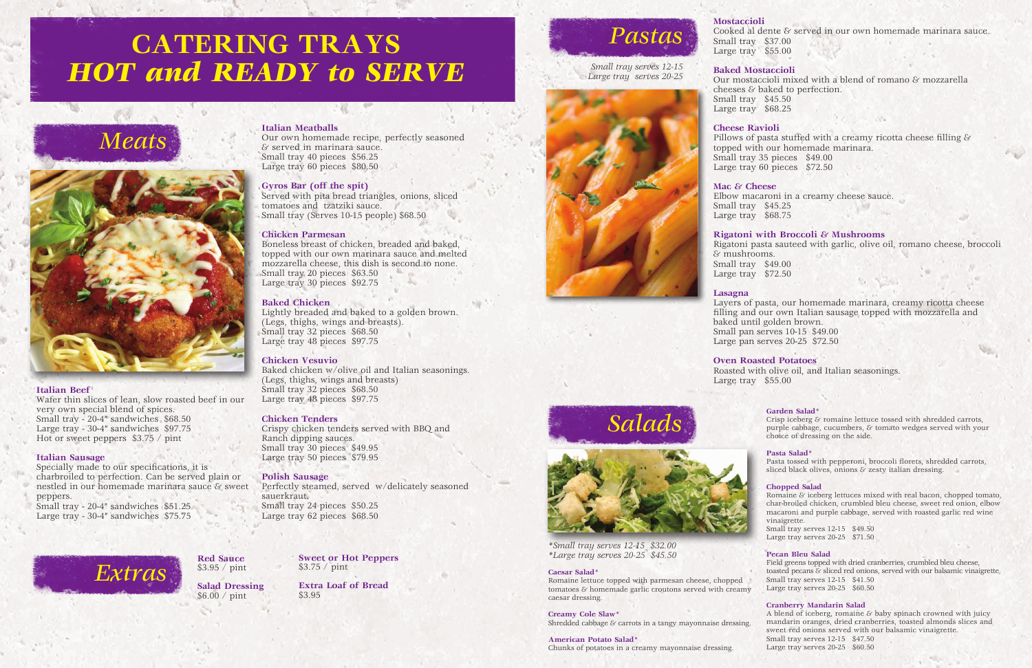# CATERING TRAYS *HOT and READY to SERVE*

## *Meats*

**Italian Beef**
Wafer thin slices of lean, slow roasted beef in our very own special blend of spices.
Small tray - 20-4" sandwiches $68.50
Large tray - 30-4" sandwiches $97.75
Hot or sweet peppers $3.75 / pint

**Italian Sausage**
Specially made to our specifications, it is charbroiled to perfection. Can be served plain or nestled in our homemade marinara sauce & sweet peppers.
Small tray - 20-4" sandwiches $51.25
Large tray - 30-4" sandwiches $75.75

**Italian Meatballs**
Our own homemade recipe, perfectly seasoned & served in marinara sauce.
Small tray 40 pieces $56.25
Large tray 60 pieces $80.50

**Gyros Bar (off the spit)**
Served with pita bread triangles, onions, sliced tomatoes and tzatziki sauce.
Small tray (Serves 10-15 people) $68.50

**Chicken Parmesan**
Boneless breast of chicken, breaded and baked, topped with our own marinara sauce and melted mozzarella cheese, this dish is second to none.
Small tray 20 pieces $63.50
Large tray 30 pieces $92.75

**Baked Chicken**
Lightly breaded and baked to a golden brown. (Legs, thighs, wings and breasts).
Small tray 32 pieces $68.50
Large tray 48 pieces $97.75

**Chicken Vesuvio**
Baked chicken w/olive oil and Italian seasonings. (Legs, thighs, wings and breasts)
Small tray 32 pieces $68.50
Large tray 48 pieces $97.75

**Chicken Tenders**
Crispy chicken tenders served with BBQ and Ranch dipping sauces.
Small tray 30 pieces $49.95
Large tray 50 pieces $79.95

**Polish Sausage**
Perfectly steamed, served w/delicately seasoned sauerkraut.
Small tray 24 pieces $50.25
Large tray 62 pieces $68.50

## *Extras*

**Red Sauce**
$3.95 / pint

**Salad Dressing**
$6.00 / pint

**Sweet or Hot Peppers**
$3.75 / pint

**Extra Loaf of Bread**
$3.95

## *Pastas*

*Small tray serves 12-15*
*Large tray serves 20-25*

**Mostaccioli**
Cooked al dente & served in our own homemade marinara sauce.
Small tray $37.00
Large tray $55.00

**Baked Mostaccioli**
Our mostaccioli mixed with a blend of romano & mozzarella cheeses & baked to perfection.
Small tray $45.50
Large tray $68.25

**Cheese Ravioli**
Pillows of pasta stuffed with a creamy ricotta cheese filling & topped with our homemade marinara.
Small tray 35 pieces $49.00
Large tray 60 pieces $72.50

**Mac & Cheese**
Elbow macaroni in a creamy cheese sauce.
Small tray $45.25
Large tray $68.75

**Rigatoni with Broccoli & Mushrooms**
Rigatoni pasta sauteed with garlic, olive oil, romano cheese, broccoli & mushrooms.
Small tray $49.00
Large tray $72.50

**Lasagna**
Layers of pasta, our homemade marinara, creamy ricotta cheese filling and our own Italian sausage topped with mozzarella and baked until golden brown.
Small pan serves 10-15 $49.00
Large pan serves 20-25 $72.50

**Oven Roasted Potatoes**
Roasted with olive oil, and Italian seasonings.
Large tray $55.00

## *Salads*

*\*Small tray serves 12-15 $32.00*
*\*Large tray serves 20-25 $45.50*

**Caesar Salad\***
Romaine lettuce topped with parmesan cheese, chopped tomatoes & homemade garlic croutons served with creamy caesar dressing.

**Creamy Cole Slaw\***
Shredded cabbage & carrots in a tangy mayonnaise dressing.

**American Potato Salad\***
Chunks of potatoes in a creamy mayonnaise dressing.

**Garden Salad\***
Crisp iceberg & romaine lettuce tossed with shredded carrots, purple cabbage, cucumbers, & tomato wedges served with your choice of dressing on the side.

**Pasta Salad\***
Pasta tossed with pepperoni, broccoli florets, shredded carrots, sliced black olives, onions & zesty italian dressing.

**Chopped Salad**
Romaine & iceberg lettuces mixed with real bacon, chopped tomato, char-broiled chicken, crumbled bleu cheese, sweet red onion, elbow macaroni and purple cabbage, served with roasted garlic red wine vinaigrette.
Small tray serves 12-15 $49.50
Large tray serves 20-25 $71.50

**Pecan Bleu Salad**
Field greens topped with dried cranberries, crumbled bleu cheese, toasted pecans & sliced red onions, served with our balsamic vinaigrette,
Small tray serves 12-15 $41.50
Large tray serves 20-25 $60.50

**Cranberry Mandarin Salad**
A blend of iceberg, romaine & baby spinach crowned with juicy mandarin oranges, dried cranberries, toasted almonds slices and sweet red onions served with our balsamic vinaigrette.
Small tray serves 12-15 $47.50
Large tray serves 20-25 $60.50